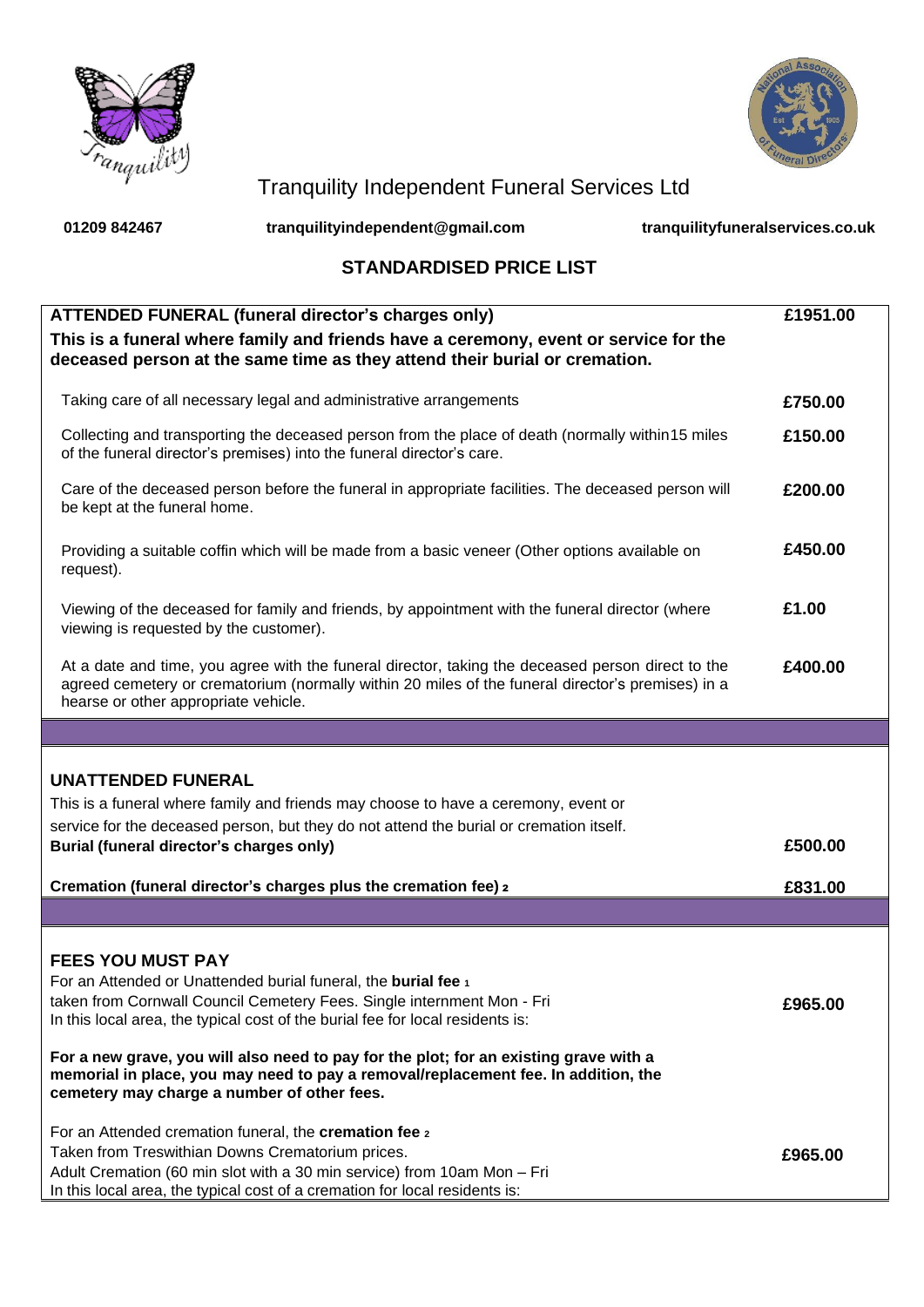# Tranquility Independent Funeral Services Ltd

**01209 842467** **tranquilityindependent@gmail.com** **tranquilityfuneralservices.co.uk**

## STANDARDISED PRICE LIST

| **ATTENDED FUNERAL (funeral director's charges only)**<br>**This is a funeral where family and friends have a ceremony, event or service for the deceased person at the same time as they attend their burial or cremation.** | **£1951.00** |
|---|---|
| Taking care of all necessary legal and administrative arrangements | **£750.00** |
| Collecting and transporting the deceased person from the place of death (normally within15 miles of the funeral director's premises) into the funeral director's care. | **£150.00** |
| Care of the deceased person before the funeral in appropriate facilities. The deceased person will be kept at the funeral home. | **£200.00** |
| Providing a suitable coffin which will be made from a basic veneer (Other options available on request). | **£450.00** |
| Viewing of the deceased for family and friends, by appointment with the funeral director (where viewing is requested by the customer). | **£1.00** |
| At a date and time, you agree with the funeral director, taking the deceased person direct to the agreed cemetery or crematorium (normally within 20 miles of the funeral director's premises) in a hearse or other appropriate vehicle. | **£400.00** |

| **UNATTENDED FUNERAL**<br>This is a funeral where family and friends may choose to have a ceremony, event or service for the deceased person, but they do not attend the burial or cremation itself. | |
|---|---|
| **Burial (funeral director's charges only)** | **£500.00** |
| **Cremation (funeral director's charges plus the cremation fee) 2** | **£831.00** |

| **FEES YOU MUST PAY** | |
|---|---|
| For an Attended or Unattended burial funeral, the **burial fee 1**<br>taken from Cornwall Council Cemetery Fees. Single internment Mon - Fri<br>In this local area, the typical cost of the burial fee for local residents is: | **£965.00** |
| **For a new grave, you will also need to pay for the plot; for an existing grave with a memorial in place, you may need to pay a removal/replacement fee. In addition, the cemetery may charge a number of other fees.** | |
| For an Attended cremation funeral, the **cremation fee 2**<br>Taken from Treswithian Downs Crematorium prices.<br>Adult Cremation (60 min slot with a 30 min service) from 10am Mon – Fri<br>In this local area, the typical cost of a cremation for local residents is: | **£965.00** |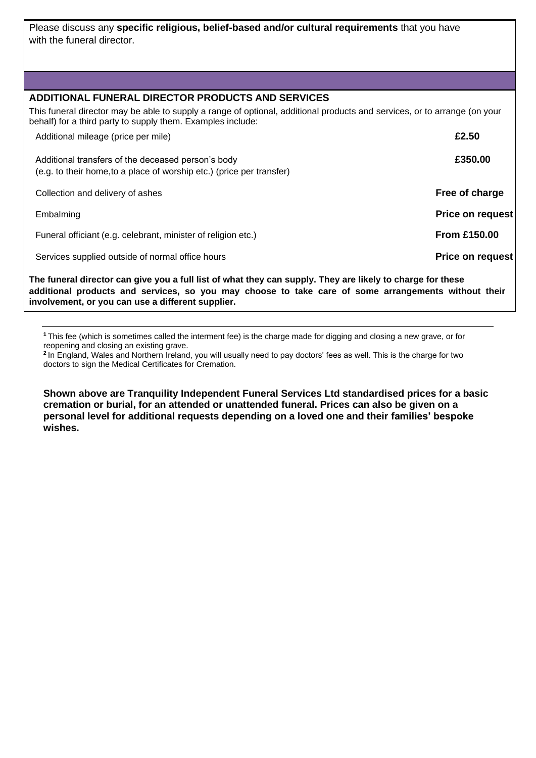Please discuss any **specific religious, belief-based and/or cultural requirements** that you have with the funeral director.

## ADDITIONAL FUNERAL DIRECTOR PRODUCTS AND SERVICES

This funeral director may be able to supply a range of optional, additional products and services, or to arrange (on your behalf) for a third party to supply them. Examples include:

| | |
|---|---|
| Additional mileage (price per mile) | **£2.50** |
| Additional transfers of the deceased person's body (e.g. to their home,to a place of worship etc.) (price per transfer) | **£350.00** |
| Collection and delivery of ashes | **Free of charge** |
| Embalming | **Price on request** |
| Funeral officiant (e.g. celebrant, minister of religion etc.) | **From £150.00** |
| Services supplied outside of normal office hours | **Price on request** |

**The funeral director can give you a full list of what they can supply. They are likely to charge for these additional products and services, so you may choose to take care of some arrangements without their involvement, or you can use a different supplier.**

---

[1] This fee (which is sometimes called the interment fee) is the charge made for digging and closing a new grave, or for reopening and closing an existing grave.

[2] In England, Wales and Northern Ireland, you will usually need to pay doctors' fees as well. This is the charge for two doctors to sign the Medical Certificates for Cremation.

**Shown above are Tranquility Independent Funeral Services Ltd standardised prices for a basic cremation or burial, for an attended or unattended funeral. Prices can also be given on a personal level for additional requests depending on a loved one and their families' bespoke wishes.**